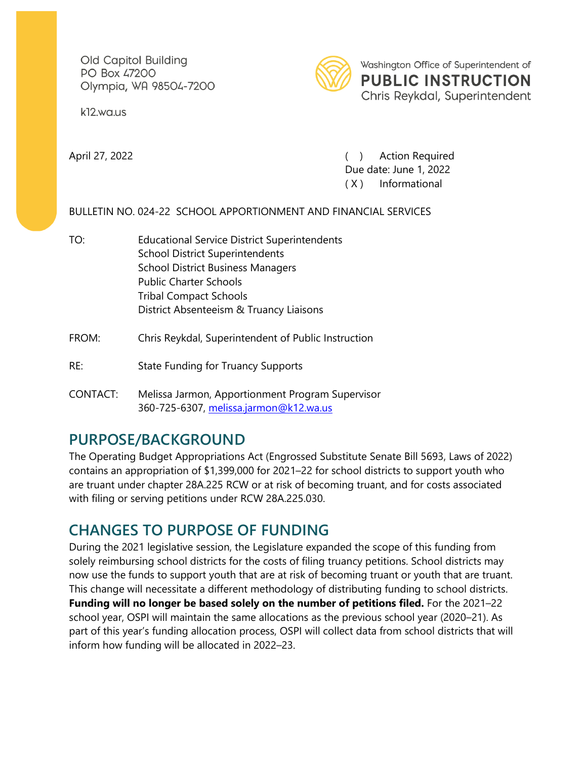Old Capitol Building
PO Box 47200
Olympia, WA 98504-7200

k12.wa.us

Washington Office of Superintendent of
**PUBLIC INSTRUCTION**
Chris Reykdal, Superintendent

April 27, 2022

( ) Action Required
Due date: June 1, 2022
( X ) Informational

BULLETIN NO. 024-22 SCHOOL APPORTIONMENT AND FINANCIAL SERVICES

TO: Educational Service District Superintendents
School District Superintendents
School District Business Managers
Public Charter Schools
Tribal Compact Schools
District Absenteeism & Truancy Liaisons

FROM: Chris Reykdal, Superintendent of Public Instruction

RE: State Funding for Truancy Supports

CONTACT: Melissa Jarmon, Apportionment Program Supervisor
360-725-6307, melissa.jarmon@k12.wa.us

## PURPOSE/BACKGROUND

The Operating Budget Appropriations Act (Engrossed Substitute Senate Bill 5693, Laws of 2022) contains an appropriation of $1,399,000 for 2021–22 for school districts to support youth who are truant under chapter 28A.225 RCW or at risk of becoming truant, and for costs associated with filing or serving petitions under RCW 28A.225.030.

## CHANGES TO PURPOSE OF FUNDING

During the 2021 legislative session, the Legislature expanded the scope of this funding from solely reimbursing school districts for the costs of filing truancy petitions. School districts may now use the funds to support youth that are at risk of becoming truant or youth that are truant. This change will necessitate a different methodology of distributing funding to school districts. **Funding will no longer be based solely on the number of petitions filed.** For the 2021–22 school year, OSPI will maintain the same allocations as the previous school year (2020–21). As part of this year's funding allocation process, OSPI will collect data from school districts that will inform how funding will be allocated in 2022–23.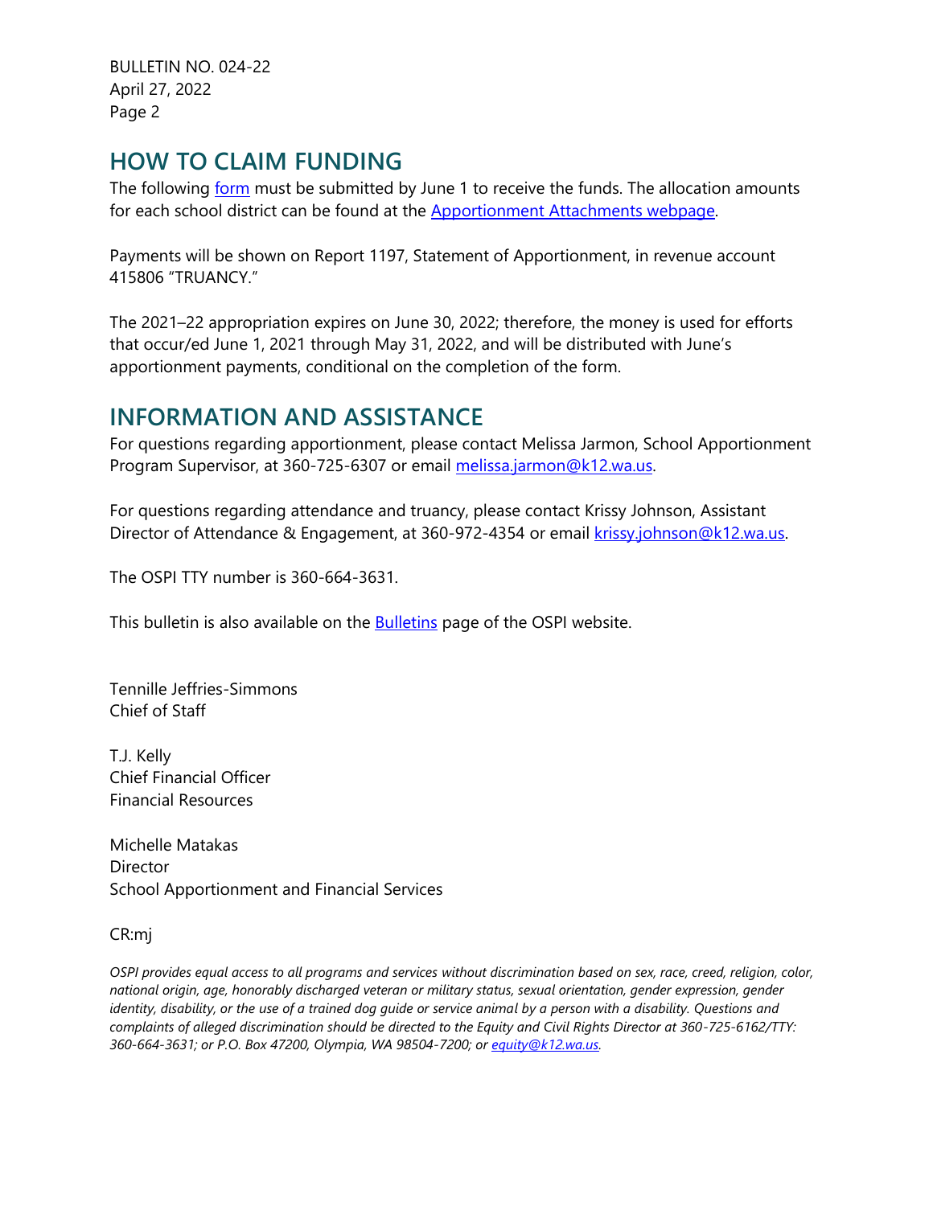## HOW TO CLAIM FUNDING

The following form must be submitted by June 1 to receive the funds. The allocation amounts for each school district can be found at the Apportionment Attachments webpage.

Payments will be shown on Report 1197, Statement of Apportionment, in revenue account 415806 "TRUANCY."

The 2021–22 appropriation expires on June 30, 2022; therefore, the money is used for efforts that occur/ed June 1, 2021 through May 31, 2022, and will be distributed with June's apportionment payments, conditional on the completion of the form.

## INFORMATION AND ASSISTANCE

For questions regarding apportionment, please contact Melissa Jarmon, School Apportionment Program Supervisor, at 360-725-6307 or email melissa.jarmon@k12.wa.us.

For questions regarding attendance and truancy, please contact Krissy Johnson, Assistant Director of Attendance & Engagement, at 360-972-4354 or email krissy.johnson@k12.wa.us.

The OSPI TTY number is 360-664-3631.

This bulletin is also available on the Bulletins page of the OSPI website.

Tennille Jeffries-Simmons
Chief of Staff

T.J. Kelly
Chief Financial Officer
Financial Resources

Michelle Matakas
Director
School Apportionment and Financial Services

CR:mj

*OSPI provides equal access to all programs and services without discrimination based on sex, race, creed, religion, color, national origin, age, honorably discharged veteran or military status, sexual orientation, gender expression, gender identity, disability, or the use of a trained dog guide or service animal by a person with a disability. Questions and complaints of alleged discrimination should be directed to the Equity and Civil Rights Director at 360-725-6162/TTY: 360-664-3631; or P.O. Box 47200, Olympia, WA 98504-7200; or equity@k12.wa.us.*